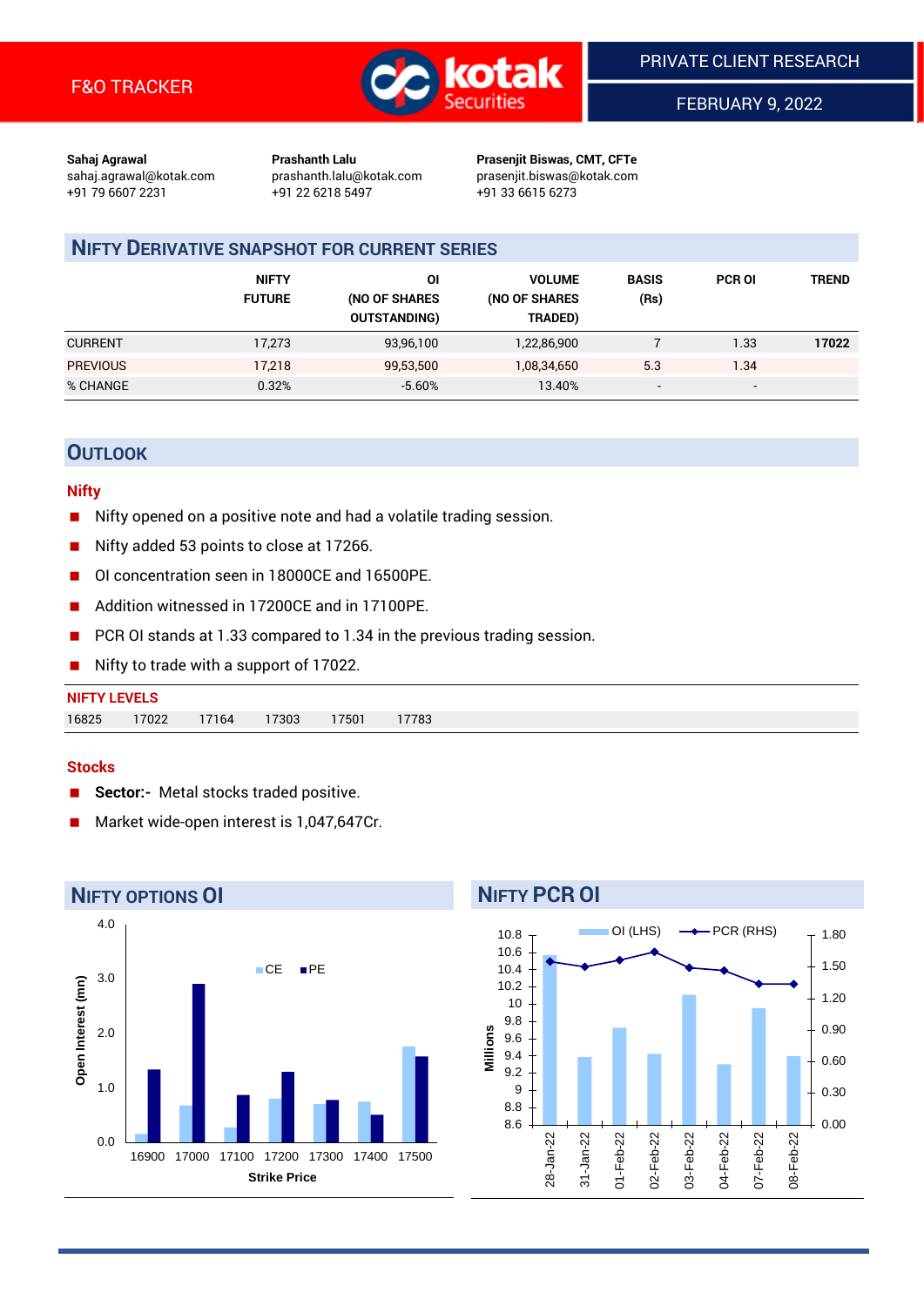F&O TRACKER

PRIVATE CLIENT RESEARCH

FEBRUARY 9, 2022

**Sahaj Agrawal**
sahaj.agrawal@kotak.com
+91 79 6607 2231

**Prashanth Lalu**
prashanth.lalu@kotak.com
+91 22 6218 5497

**Prasenjit Biswas, CMT, CFTe**
prasenjit.biswas@kotak.com
+91 33 6615 6273

## NIFTY DERIVATIVE SNAPSHOT FOR CURRENT SERIES

| | NIFTY FUTURE | OI (NO OF SHARES OUTSTANDING) | VOLUME (NO OF SHARES TRADED) | BASIS (Rs) | PCR OI | TREND |
|---|---|---|---|---|---|---|
| CURRENT | 17,273 | 93,96,100 | 1,22,86,900 | 7 | 1.33 | **17022** |
| PREVIOUS | 17,218 | 99,53,500 | 1,08,34,650 | 5.3 | 1.34 | |
| % CHANGE | 0.32% | -5.60% | 13.40% | - | - | |

## OUTLOOK

### Nifty

- Nifty opened on a positive note and had a volatile trading session.
- Nifty added 53 points to close at 17266.
- OI concentration seen in 18000CE and 16500PE.
- Addition witnessed in 17200CE and in 17100PE.
- PCR OI stands at 1.33 compared to 1.34 in the previous trading session.
- Nifty to trade with a support of 17022.

**NIFTY LEVELS**

| 16825 | 17022 | 17164 | 17303 | 17501 | 17783 |
|---|---|---|---|---|---|

### Stocks

- **Sector:-** Metal stocks traded positive.
- Market wide-open interest is 1,047,647Cr.

## NIFTY OPTIONS OI

## NIFTY PCR OI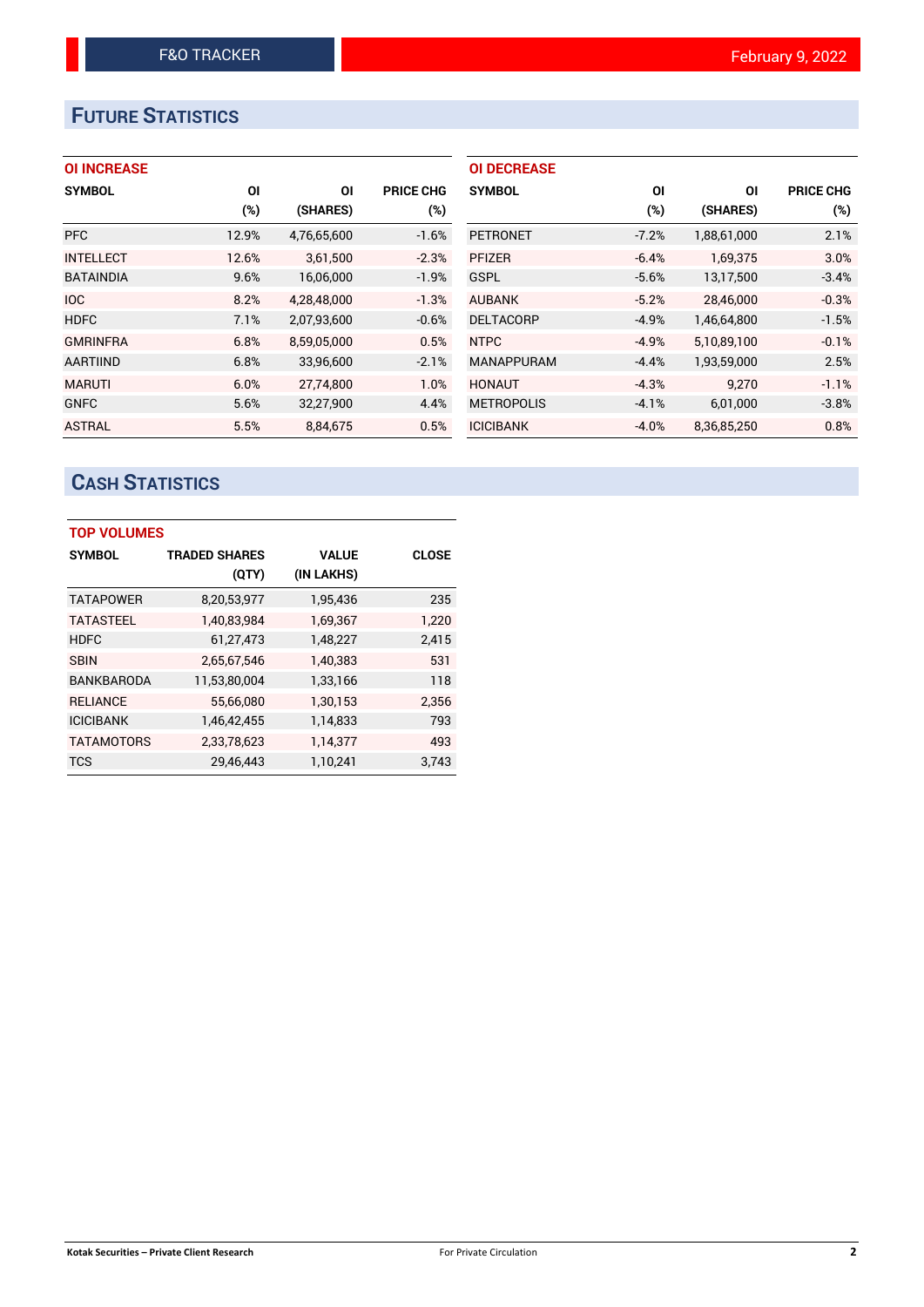## FUTURE STATISTICS

### OI INCREASE

| SYMBOL | OI (%) | OI (SHARES) | PRICE CHG (%) |
|---|---|---|---|
| PFC | 12.9% | 4,76,65,600 | -1.6% |
| INTELLECT | 12.6% | 3,61,500 | -2.3% |
| BATAINDIA | 9.6% | 16,06,000 | -1.9% |
| IOC | 8.2% | 4,28,48,000 | -1.3% |
| HDFC | 7.1% | 2,07,93,600 | -0.6% |
| GMRINFRA | 6.8% | 8,59,05,000 | 0.5% |
| AARTIIND | 6.8% | 33,96,600 | -2.1% |
| MARUTI | 6.0% | 27,74,800 | 1.0% |
| GNFC | 5.6% | 32,27,900 | 4.4% |
| ASTRAL | 5.5% | 8,84,675 | 0.5% |

### OI DECREASE

| SYMBOL | OI (%) | OI (SHARES) | PRICE CHG (%) |
|---|---|---|---|
| PETRONET | -7.2% | 1,88,61,000 | 2.1% |
| PFIZER | -6.4% | 1,69,375 | 3.0% |
| GSPL | -5.6% | 13,17,500 | -3.4% |
| AUBANK | -5.2% | 28,46,000 | -0.3% |
| DELTACORP | -4.9% | 1,46,64,800 | -1.5% |
| NTPC | -4.9% | 5,10,89,100 | -0.1% |
| MANAPPURAM | -4.4% | 1,93,59,000 | 2.5% |
| HONAUT | -4.3% | 9,270 | -1.1% |
| METROPOLIS | -4.1% | 6,01,000 | -3.8% |
| ICICIBANK | -4.0% | 8,36,85,250 | 0.8% |

## CASH STATISTICS

### TOP VOLUMES

| SYMBOL | TRADED SHARES (QTY) | VALUE (IN LAKHS) | CLOSE |
|---|---|---|---|
| TATAPOWER | 8,20,53,977 | 1,95,436 | 235 |
| TATASTEEL | 1,40,83,984 | 1,69,367 | 1,220 |
| HDFC | 61,27,473 | 1,48,227 | 2,415 |
| SBIN | 2,65,67,546 | 1,40,383 | 531 |
| BANKBARODA | 11,53,80,004 | 1,33,166 | 118 |
| RELIANCE | 55,66,080 | 1,30,153 | 2,356 |
| ICICIBANK | 1,46,42,455 | 1,14,833 | 793 |
| TATAMOTORS | 2,33,78,623 | 1,14,377 | 493 |
| TCS | 29,46,443 | 1,10,241 | 3,743 |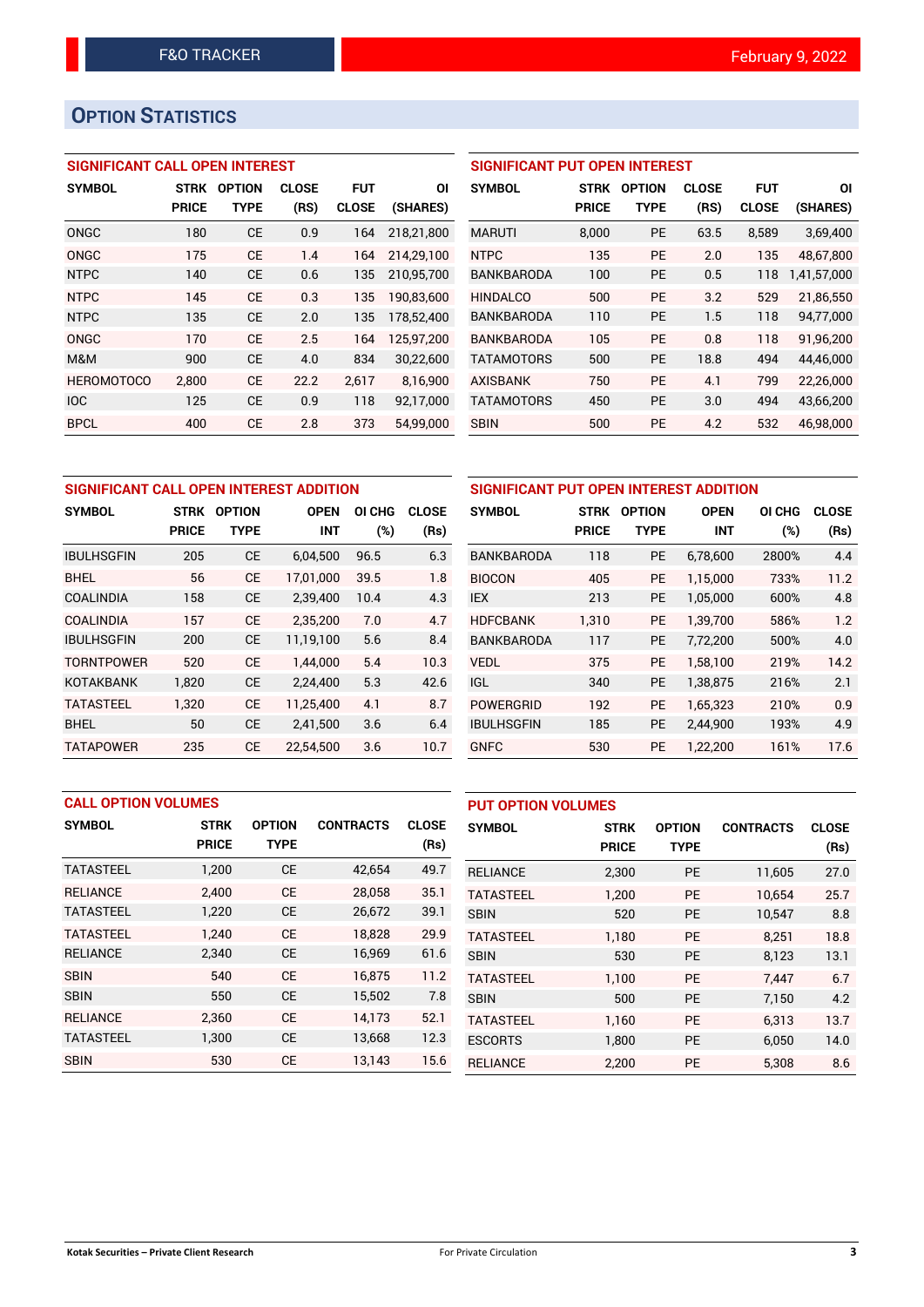F&O TRACKER

February 9, 2022

# OPTION STATISTICS

## SIGNIFICANT CALL OPEN INTEREST

| SYMBOL | STRK PRICE | OPTION TYPE | CLOSE (RS) | FUT CLOSE | OI (SHARES) |
|---|---|---|---|---|---|
| ONGC | 180 | CE | 0.9 | 164 | 218,21,800 |
| ONGC | 175 | CE | 1.4 | 164 | 214,29,100 |
| NTPC | 140 | CE | 0.6 | 135 | 210,95,700 |
| NTPC | 145 | CE | 0.3 | 135 | 190,83,600 |
| NTPC | 135 | CE | 2.0 | 135 | 178,52,400 |
| ONGC | 170 | CE | 2.5 | 164 | 125,97,200 |
| M&M | 900 | CE | 4.0 | 834 | 30,22,600 |
| HEROMOTOCO | 2,800 | CE | 22.2 | 2,617 | 8,16,900 |
| IOC | 125 | CE | 0.9 | 118 | 92,17,000 |
| BPCL | 400 | CE | 2.8 | 373 | 54,99,000 |

## SIGNIFICANT PUT OPEN INTEREST

| SYMBOL | STRK PRICE | OPTION TYPE | CLOSE (RS) | FUT CLOSE | OI (SHARES) |
|---|---|---|---|---|---|
| MARUTI | 8,000 | PE | 63.5 | 8,589 | 3,69,400 |
| NTPC | 135 | PE | 2.0 | 135 | 48,67,800 |
| BANKBARODA | 100 | PE | 0.5 | 118 | 1,41,57,000 |
| HINDALCO | 500 | PE | 3.2 | 529 | 21,86,550 |
| BANKBARODA | 110 | PE | 1.5 | 118 | 94,77,000 |
| BANKBARODA | 105 | PE | 0.8 | 118 | 91,96,200 |
| TATAMOTORS | 500 | PE | 18.8 | 494 | 44,46,000 |
| AXISBANK | 750 | PE | 4.1 | 799 | 22,26,000 |
| TATAMOTORS | 450 | PE | 3.0 | 494 | 43,66,200 |
| SBIN | 500 | PE | 4.2 | 532 | 46,98,000 |

## SIGNIFICANT CALL OPEN INTEREST ADDITION

| SYMBOL | STRK PRICE | OPTION TYPE | OPEN INT | OI CHG (%) | CLOSE (Rs) |
|---|---|---|---|---|---|
| IBULHSGFIN | 205 | CE | 6,04,500 | 96.5 | 6.3 |
| BHEL | 56 | CE | 17,01,000 | 39.5 | 1.8 |
| COALINDIA | 158 | CE | 2,39,400 | 10.4 | 4.3 |
| COALINDIA | 157 | CE | 2,35,200 | 7.0 | 4.7 |
| IBULHSGFIN | 200 | CE | 11,19,100 | 5.6 | 8.4 |
| TORNTPOWER | 520 | CE | 1,44,000 | 5.4 | 10.3 |
| KOTAKBANK | 1,820 | CE | 2,24,400 | 5.3 | 42.6 |
| TATASTEEL | 1,320 | CE | 11,25,400 | 4.1 | 8.7 |
| BHEL | 50 | CE | 2,41,500 | 3.6 | 6.4 |
| TATAPOWER | 235 | CE | 22,54,500 | 3.6 | 10.7 |

## SIGNIFICANT PUT OPEN INTEREST ADDITION

| SYMBOL | STRK PRICE | OPTION TYPE | OPEN INT | OI CHG (%) | CLOSE (Rs) |
|---|---|---|---|---|---|
| BANKBARODA | 118 | PE | 6,78,600 | 2800% | 4.4 |
| BIOCON | 405 | PE | 1,15,000 | 733% | 11.2 |
| IEX | 213 | PE | 1,05,000 | 600% | 4.8 |
| HDFCBANK | 1,310 | PE | 1,39,700 | 586% | 1.2 |
| BANKBARODA | 117 | PE | 7,72,200 | 500% | 4.0 |
| VEDL | 375 | PE | 1,58,100 | 219% | 14.2 |
| IGL | 340 | PE | 1,38,875 | 216% | 2.1 |
| POWERGRID | 192 | PE | 1,65,323 | 210% | 0.9 |
| IBULHSGFIN | 185 | PE | 2,44,900 | 193% | 4.9 |
| GNFC | 530 | PE | 1,22,200 | 161% | 17.6 |

## CALL OPTION VOLUMES

| SYMBOL | STRK PRICE | OPTION TYPE | CONTRACTS | CLOSE (Rs) |
|---|---|---|---|---|
| TATASTEEL | 1,200 | CE | 42,654 | 49.7 |
| RELIANCE | 2,400 | CE | 28,058 | 35.1 |
| TATASTEEL | 1,220 | CE | 26,672 | 39.1 |
| TATASTEEL | 1,240 | CE | 18,828 | 29.9 |
| RELIANCE | 2,340 | CE | 16,969 | 61.6 |
| SBIN | 540 | CE | 16,875 | 11.2 |
| SBIN | 550 | CE | 15,502 | 7.8 |
| RELIANCE | 2,360 | CE | 14,173 | 52.1 |
| TATASTEEL | 1,300 | CE | 13,668 | 12.3 |
| SBIN | 530 | CE | 13,143 | 15.6 |

## PUT OPTION VOLUMES

| SYMBOL | STRK PRICE | OPTION TYPE | CONTRACTS | CLOSE (Rs) |
|---|---|---|---|---|
| RELIANCE | 2,300 | PE | 11,605 | 27.0 |
| TATASTEEL | 1,200 | PE | 10,654 | 25.7 |
| SBIN | 520 | PE | 10,547 | 8.8 |
| TATASTEEL | 1,180 | PE | 8,251 | 18.8 |
| SBIN | 530 | PE | 8,123 | 13.1 |
| TATASTEEL | 1,100 | PE | 7,447 | 6.7 |
| SBIN | 500 | PE | 7,150 | 4.2 |
| TATASTEEL | 1,160 | PE | 6,313 | 13.7 |
| ESCORTS | 1,800 | PE | 6,050 | 14.0 |
| RELIANCE | 2,200 | PE | 5,308 | 8.6 |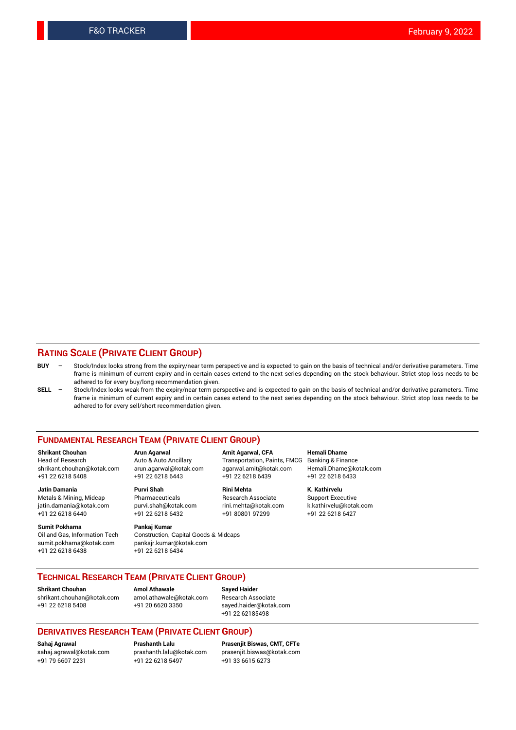## RATING SCALE (PRIVATE CLIENT GROUP)

**BUY** – Stock/Index looks strong from the expiry/near term perspective and is expected to gain on the basis of technical and/or derivative parameters. Time frame is minimum of current expiry and in certain cases extend to the next series depending on the stock behaviour. Strict stop loss needs to be adhered to for every buy/long recommendation given.

**SELL** – Stock/Index looks weak from the expiry/near term perspective and is expected to gain on the basis of technical and/or derivative parameters. Time frame is minimum of current expiry and in certain cases extend to the next series depending on the stock behaviour. Strict stop loss needs to be adhered to for every sell/short recommendation given.

## FUNDAMENTAL RESEARCH TEAM (PRIVATE CLIENT GROUP)

**Shrikant Chouhan**
Head of Research
shrikant.chouhan@kotak.com
+91 22 6218 5408

**Arun Agarwal**
Auto & Auto Ancillary
arun.agarwal@kotak.com
+91 22 6218 6443

**Amit Agarwal, CFA**
Transportation, Paints, FMCG
agarwal.amit@kotak.com
+91 22 6218 6439

**Hemali Dhame**
Banking & Finance
Hemali.Dhame@kotak.com
+91 22 6218 6433

**Jatin Damania**
Metals & Mining, Midcap
jatin.damania@kotak.com
+91 22 6218 6440

**Purvi Shah**
Pharmaceuticals
purvi.shah@kotak.com
+91 22 6218 6432

**Rini Mehta**
Research Associate
rini.mehta@kotak.com
+91 80801 97299

**K. Kathirvelu**
Support Executive
k.kathirvelu@kotak.com
+91 22 6218 6427

**Sumit Pokharna**
Oil and Gas, Information Tech
sumit.pokharna@kotak.com
+91 22 6218 6438

**Pankaj Kumar**
Construction, Capital Goods & Midcaps
pankajr.kumar@kotak.com
+91 22 6218 6434

## TECHNICAL RESEARCH TEAM (PRIVATE CLIENT GROUP)

**Shrikant Chouhan**
shrikant.chouhan@kotak.com
+91 22 6218 5408

**Amol Athawale**
amol.athawale@kotak.com
+91 20 6620 3350

**Sayed Haider**
Research Associate
sayed.haider@kotak.com
+91 22 62185498

## DERIVATIVES RESEARCH TEAM (PRIVATE CLIENT GROUP)

**Sahaj Agrawal**
sahaj.agrawal@kotak.com
+91 79 6607 2231

**Prashanth Lalu**
prashanth.lalu@kotak.com
+91 22 6218 5497

**Prasenjit Biswas, CMT, CFTe**
prasenjit.biswas@kotak.com
+91 33 6615 6273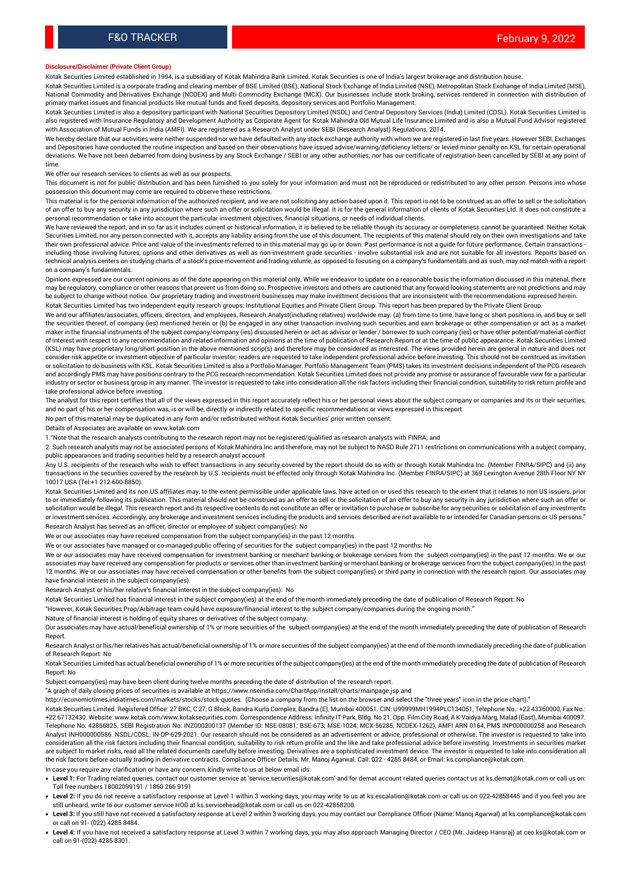**Disclosure/Disclaimer (Private Client Group)**

Kotak Securities Limited established in 1994, is a subsidiary of Kotak Mahindra Bank Limited. Kotak Securities is one of India's largest brokerage and distribution house.

Kotak Securities Limited is a corporate trading and clearing member of BSE Limited (BSE), National Stock Exchange of India Limited (NSE), Metropolitan Stock Exchange of India Limited (MSE), National Commodity and Derivatives Exchange (NCDEX) and Multi Commodity Exchange (MCX). Our businesses include stock broking, services rendered in connection with distribution of primary market issues and financial products like mutual funds and fixed deposits, depository services and Portfolio Management.

Kotak Securities Limited is also a depository participant with National Securities Depository Limited (NSDL) and Central Depository Services (India) Limited (CDSL). Kotak Securities Limited is also registered with Insurance Regulatory and Development Authority as Corporate Agent for Kotak Mahindra Old Mutual Life Insurance Limited and is also a Mutual Fund Advisor registered with Association of Mutual Funds in India (AMFI). We are registered as a Research Analyst under SEBI (Research Analyst) Regulations, 2014.

We hereby declare that our activities were neither suspended nor we have defaulted with any stock exchange authority with whom we are registered in last five years. However SEBI, Exchanges and Depositories have conducted the routine inspection and based on their observations have issued advise/warning/deficiency letters/ or levied minor penalty on KSL for certain operational deviations. We have not been debarred from doing business by any Stock Exchange / SEBI or any other authorities; nor has our certificate of registration been cancelled by SEBI at any point of time.

We offer our research services to clients as well as our prospects.

This document is not for public distribution and has been furnished to you solely for your information and must not be reproduced or redistributed to any other person. Persons into whose possession this document may come are required to observe these restrictions.

This material is for the personal information of the authorized recipient, and we are not soliciting any action based upon it. This report is not to be construed as an offer to sell or the solicitation of an offer to buy any security in any jurisdiction where such an offer or solicitation would be illegal. It is for the general information of clients of Kotak Securities Ltd. It does not constitute a personal recommendation or take into account the particular investment objectives, financial situations, or needs of individual clients.

We have reviewed the report, and in so far as it includes current or historical information, it is believed to be reliable though its accuracy or completeness cannot be guaranteed. Neither Kotak Securities Limited, nor any person connected with it, accepts any liability arising from the use of this document. The recipients of this material should rely on their own investigations and take their own professional advice. Price and value of the investments referred to in this material may go up or down. Past performance is not a guide for future performance. Certain transactions - including those involving futures, options and other derivatives as well as non-investment grade securities - involve substantial risk and are not suitable for all investors. Reports based on technical analysis centers on studying charts of a stock's price movement and trading volume, as opposed to focusing on a company's fundamentals and as such, may not match with a report on a company's fundamentals.

Opinions expressed are our current opinions as of the date appearing on this material only. While we endeavor to update on a reasonable basis the information discussed in this material, there may be regulatory, compliance or other reasons that prevent us from doing so. Prospective investors and others are cautioned that any forward-looking statements are not predictions and may be subject to change without notice. Our proprietary trading and investment businesses may make investment decisions that are inconsistent with the recommendations expressed herein.

Kotak Securities Limited has two independent equity research groups: Institutional Equities and Private Client Group. This report has been prepared by the Private Client Group.

We and our affiliates/associates, officers, directors, and employees, Research Analyst(including relatives) worldwide may: (a) from time to time, have long or short positions in, and buy or sell the securities thereof, of company (ies) mentioned herein or (b) be engaged in any other transaction involving such securities and earn brokerage or other compensation or act as a market maker in the financial instruments of the subject company/company (ies) discussed herein or act as advisor or lender / borrower to such company (ies) or have other potential/material conflict of interest with respect to any recommendation and related information and opinions at the time of publication of Research Report or at the time of public appearance. Kotak Securities Limited (KSL) may have proprietary long/short position in the above mentioned scrip(s) and therefore may be considered as interested. The views provided herein are general in nature and does not consider risk appetite or investment objective of particular investor; readers are requested to take independent professional advice before investing. This should not be construed as invitation or solicitation to do business with KSL. Kotak Securities Limited is also a Portfolio Manager. Portfolio Management Team (PMS) takes its investment decisions independent of the PCG research and accordingly PMS may have positions contrary to the PCG research recommendation. Kotak Securities Limited does not provide any promise or assurance of favourable view for a particular industry or sector or business group in any manner. The investor is requested to take into consideration all the risk factors including their financial condition, suitability to risk return profile and take professional advice before investing.

The analyst for this report certifies that all of the views expressed in this report accurately reflect his or her personal views about the subject company or companies and its or their securities, and no part of his or her compensation was, is or will be, directly or indirectly related to specific recommendations or views expressed in this report.

No part of this material may be duplicated in any form and/or redistributed without Kotak Securities' prior written consent.

Details of Associates are available on www.kotak.com

1."Note that the research analysts contributing to the research report may not be registered/qualified as research analysts with FINRA; and

2. Such research analysts may not be associated persons of Kotak Mahindra Inc and therefore, may not be subject to NASD Rule 2711 restrictions on communications with a subject company, public appearances and trading securities held by a research analyst account

Any U.S. recipients of the research who wish to effect transactions in any security covered by the report should do so with or through Kotak Mahindra Inc. (Member FINRA/SIPC) and (ii) any transactions in the securities covered by the research by U.S. recipients must be effected only through Kotak Mahindra Inc. (Member FINRA/SIPC) at 369 Lexington Avenue 28th Floor NY NY 10017 USA (Tel:+1 212-600-8850).

Kotak Securities Limited and its non US affiliates may, to the extent permissible under applicable laws, have acted on or used this research to the extent that it relates to non US issuers, prior to or immediately following its publication. This material should not be construed as an offer to sell or the solicitation of an offer to buy any security in any jurisdiction where such an offer or solicitation would be illegal. This research report and its respective contents do not constitute an offer or invitation to purchase or subscribe for any securities or solicitation of any investments or investment services. Accordingly, any brokerage and investment services including the products and services described are not available to or intended for Canadian persons or US persons."

Research Analyst has served as an officer, director or employee of subject company(ies): No

We or our associates may have received compensation from the subject company(ies) in the past 12 months.

We or our associates have managed or co-managed public offering of securities for the subject company(ies) in the past 12 months: No

We or our associates may have received compensation for investment banking or merchant banking or brokerage services from the subject company(ies) in the past 12 months. We or our associates may have received any compensation for products or services other than investment banking or merchant banking or brokerage services from the subject company(ies) in the past 12 months. We or our associates may have received compensation or other benefits from the subject company(ies) or third party in connection with the research report. Our associates may have financial interest in the subject company(ies).

Research Analyst or his/her relative's financial interest in the subject company(ies): No

Kotak Securities Limited has financial interest in the subject company(ies) at the end of the month immediately preceding the date of publication of Research Report: No

"However, Kotak Securities Prop/Arbitrage team could have exposure/financial interest to the subject company/companies during the ongoing month."

Nature of financial interest is holding of equity shares or derivatives of the subject company.

Our associates may have actual/beneficial ownership of 1% or more securities of the subject company(ies) at the end of the month immediately preceding the date of publication of Research Report.

Research Analyst or his/her relatives has actual/beneficial ownership of 1% or more securities of the subject company(ies) at the end of the month immediately preceding the date of publication of Research Report: No

Kotak Securities Limited has actual/beneficial ownership of 1% or more securities of the subject company(ies) at the end of the month immediately preceding the date of publication of Research Report: No

Subject company(ies) may have been client during twelve months preceding the date of distribution of the research report.

"A graph of daily closing prices of securities is available at https://www.nseindia.com/ChartApp/install/charts/mainpage.jsp and

http://economictimes.indiatimes.com/markets/stocks/stock-quotes. (Choose a company from the list on the browser and select the "three years" icon in the price chart)."

Kotak Securities Limited. Registered Office: 27 BKC, C 27, G Block, Bandra Kurla Complex, Bandra (E), Mumbai 400051. CIN: U99999MH1994PLC134051, Telephone No.: +22 43360000, Fax No.: +22 67132430. Website: www.kotak.com/www.kotaksecurities.com. Correspondence Address: Infinity IT Park, Bldg. No 21, Opp. Film City Road, A K Vaidya Marg, Malad (East), Mumbai 400097. Telephone No: 42856825. SEBI Registration No: INZ000200137 (Member ID: NSE-08081; BSE-673; MSE-1024; MCX-56285; NCDEX-1262), AMFI ARN 0164, PMS INP000000258 and Research Analyst INH000000586. NSDL/CDSL: IN-DP-629-2021. Our research should not be considered as an advertisement or advice, professional or otherwise. The investor is requested to take into consideration all the risk factors including their financial condition, suitability to risk return profile and the like and take professional advice before investing. Investments in securities market are subject to market risks, read all the related documents carefully before investing. Derivatives are a sophisticated investment device. The investor is requested to take into consideration all the risk factors before actually trading in derivative contracts. Compliance Officer Details: Mr. Manoj Agarwal. Call: 022 - 4285 8484, or Email: ks.compliance@kotak.com.

In case you require any clarification or have any concern, kindly write to us at below email ids:

- **Level 1:** For Trading related queries, contact our customer service at 'service.securities@kotak.com' and for demat account related queries contact us at ks.demat@kotak.com or call us on: Toll free numbers 18002099191 / 1860 266 9191
- **Level 2:** If you do not receive a satisfactory response at Level 1 within 3 working days, you may write to us at ks.escalation@kotak.com or call us on 022-42858445 and if you feel you are still unheard, write to our customer service HOD at ks.servicehead@kotak.com or call us on 022-42858208.
- **Level 3:** If you still have not received a satisfactory response at Level 2 within 3 working days, you may contact our Compliance Officer (Name: Manoj Agarwal) at ks.compliance@kotak.com or call on 91- (022) 4285 8484.
- **Level 4:** If you have not received a satisfactory response at Level 3 within 7 working days, you may also approach Managing Director / CEO (Mr. Jaideep Hansraj) at ceo.ks@kotak.com or call on 91-(022) 4285 8301.